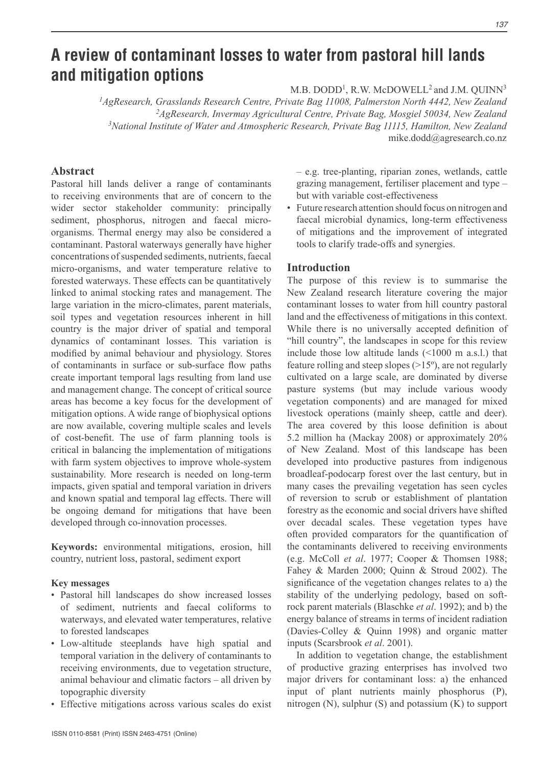# A review of contaminant losses to water from pastoral hill lands and mitigation options

M.B. DODD[1], R.W. McDOWELL[2] and J.M. QUINN[3]

[1]AgResearch, Grasslands Research Centre, Private Bag 11008, Palmerston North 4442, New Zealand
[2]AgResearch, Invermay Agricultural Centre, Private Bag, Mosgiel 50034, New Zealand
[3]National Institute of Water and Atmospheric Research, Private Bag 11115, Hamilton, New Zealand
mike.dodd@agresearch.co.nz

## Abstract

Pastoral hill lands deliver a range of contaminants to receiving environments that are of concern to the wider sector stakeholder community: principally sediment, phosphorus, nitrogen and faecal micro-organisms. Thermal energy may also be considered a contaminant. Pastoral waterways generally have higher concentrations of suspended sediments, nutrients, faecal micro-organisms, and water temperature relative to forested waterways. These effects can be quantitatively linked to animal stocking rates and management. The large variation in the micro-climates, parent materials, soil types and vegetation resources inherent in hill country is the major driver of spatial and temporal dynamics of contaminant losses. This variation is modified by animal behaviour and physiology. Stores of contaminants in surface or sub-surface flow paths create important temporal lags resulting from land use and management change. The concept of critical source areas has become a key focus for the development of mitigation options. A wide range of biophysical options are now available, covering multiple scales and levels of cost-benefit. The use of farm planning tools is critical in balancing the implementation of mitigations with farm system objectives to improve whole-system sustainability. More research is needed on long-term impacts, given spatial and temporal variation in drivers and known spatial and temporal lag effects. There will be ongoing demand for mitigations that have been developed through co-innovation processes.

**Keywords:** environmental mitigations, erosion, hill country, nutrient loss, pastoral, sediment export

**Key messages**

- Pastoral hill landscapes do show increased losses of sediment, nutrients and faecal coliforms to waterways, and elevated water temperatures, relative to forested landscapes
- Low-altitude steeplands have high spatial and temporal variation in the delivery of contaminants to receiving environments, due to vegetation structure, animal behaviour and climatic factors – all driven by topographic diversity
- Effective mitigations across various scales do exist – e.g. tree-planting, riparian zones, wetlands, cattle grazing management, fertiliser placement and type – but with variable cost-effectiveness
- Future research attention should focus on nitrogen and faecal microbial dynamics, long-term effectiveness of mitigations and the improvement of integrated tools to clarify trade-offs and synergies.

## Introduction

The purpose of this review is to summarise the New Zealand research literature covering the major contaminant losses to water from hill country pastoral land and the effectiveness of mitigations in this context. While there is no universally accepted definition of "hill country", the landscapes in scope for this review include those low altitude lands (<1000 m a.s.l.) that feature rolling and steep slopes (>15º), are not regularly cultivated on a large scale, are dominated by diverse pasture systems (but may include various woody vegetation components) and are managed for mixed livestock operations (mainly sheep, cattle and deer). The area covered by this loose definition is about 5.2 million ha (Mackay 2008) or approximately 20% of New Zealand. Most of this landscape has been developed into productive pastures from indigenous broadleaf-podocarp forest over the last century, but in many cases the prevailing vegetation has seen cycles of reversion to scrub or establishment of plantation forestry as the economic and social drivers have shifted over decadal scales. These vegetation types have often provided comparators for the quantification of the contaminants delivered to receiving environments (e.g. McColl *et al*. 1977; Cooper & Thomsen 1988; Fahey & Marden 2000; Quinn & Stroud 2002). The significance of the vegetation changes relates to a) the stability of the underlying pedology, based on soft-rock parent materials (Blaschke *et al*. 1992); and b) the energy balance of streams in terms of incident radiation (Davies-Colley & Quinn 1998) and organic matter inputs (Scarsbrook *et al*. 2001).

In addition to vegetation change, the establishment of productive grazing enterprises has involved two major drivers for contaminant loss: a) the enhanced input of plant nutrients mainly phosphorus (P), nitrogen (N), sulphur (S) and potassium (K) to support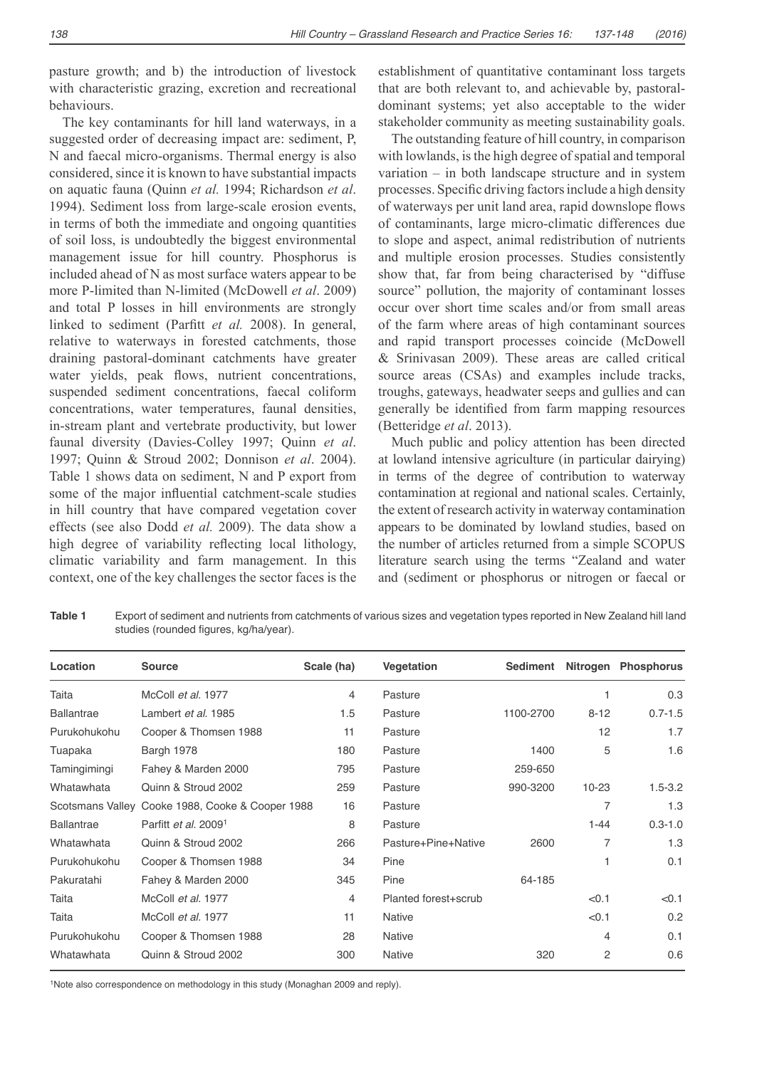pasture growth; and b) the introduction of livestock with characteristic grazing, excretion and recreational behaviours.

The key contaminants for hill land waterways, in a suggested order of decreasing impact are: sediment, P, N and faecal micro-organisms. Thermal energy is also considered, since it is known to have substantial impacts on aquatic fauna (Quinn *et al.* 1994; Richardson *et al*. 1994). Sediment loss from large-scale erosion events, in terms of both the immediate and ongoing quantities of soil loss, is undoubtedly the biggest environmental management issue for hill country. Phosphorus is included ahead of N as most surface waters appear to be more P-limited than N-limited (McDowell *et al*. 2009) and total P losses in hill environments are strongly linked to sediment (Parfitt *et al.* 2008). In general, relative to waterways in forested catchments, those draining pastoral-dominant catchments have greater water yields, peak flows, nutrient concentrations, suspended sediment concentrations, faecal coliform concentrations, water temperatures, faunal densities, in-stream plant and vertebrate productivity, but lower faunal diversity (Davies-Colley 1997; Quinn *et al*. 1997; Quinn & Stroud 2002; Donnison *et al*. 2004). Table 1 shows data on sediment, N and P export from some of the major influential catchment-scale studies in hill country that have compared vegetation cover effects (see also Dodd *et al.* 2009). The data show a high degree of variability reflecting local lithology, climatic variability and farm management. In this context, one of the key challenges the sector faces is the establishment of quantitative contaminant loss targets that are both relevant to, and achievable by, pastoral-dominant systems; yet also acceptable to the wider stakeholder community as meeting sustainability goals.

The outstanding feature of hill country, in comparison with lowlands, is the high degree of spatial and temporal variation – in both landscape structure and in system processes. Specific driving factors include a high density of waterways per unit land area, rapid downslope flows of contaminants, large micro-climatic differences due to slope and aspect, animal redistribution of nutrients and multiple erosion processes. Studies consistently show that, far from being characterised by "diffuse source" pollution, the majority of contaminant losses occur over short time scales and/or from small areas of the farm where areas of high contaminant sources and rapid transport processes coincide (McDowell & Srinivasan 2009). These areas are called critical source areas (CSAs) and examples include tracks, troughs, gateways, headwater seeps and gullies and can generally be identified from farm mapping resources (Betteridge *et al*. 2013).

Much public and policy attention has been directed at lowland intensive agriculture (in particular dairying) in terms of the degree of contribution to waterway contamination at regional and national scales. Certainly, the extent of research activity in waterway contamination appears to be dominated by lowland studies, based on the number of articles returned from a simple SCOPUS literature search using the terms "Zealand and water and (sediment or phosphorus or nitrogen or faecal or

**Table 1** Export of sediment and nutrients from catchments of various sizes and vegetation types reported in New Zealand hill land studies (rounded figures, kg/ha/year).

| Location | Source | Scale (ha) | Vegetation | Sediment | Nitrogen | Phosphorus |
|---|---|---|---|---|---|---|
| Taita | McColl *et al.* 1977 | 4 | Pasture | | 1 | 0.3 |
| Ballantrae | Lambert *et al.* 1985 | 1.5 | Pasture | 1100-2700 | 8-12 | 0.7-1.5 |
| Purukohukohu | Cooper & Thomsen 1988 | 11 | Pasture | | 12 | 1.7 |
| Tuapaka | Bargh 1978 | 180 | Pasture | 1400 | 5 | 1.6 |
| Tamingimingi | Fahey & Marden 2000 | 795 | Pasture | 259-650 | | |
| Whatawhata | Quinn & Stroud 2002 | 259 | Pasture | 990-3200 | 10-23 | 1.5-3.2 |
| Scotsmans Valley | Cooke 1988, Cooke & Cooper 1988 | 16 | Pasture | | 7 | 1.3 |
| Ballantrae | Parfitt *et al.* 2009[1] | 8 | Pasture | | 1-44 | 0.3-1.0 |
| Whatawhata | Quinn & Stroud 2002 | 266 | Pasture+Pine+Native | 2600 | 7 | 1.3 |
| Purukohukohu | Cooper & Thomsen 1988 | 34 | Pine | | 1 | 0.1 |
| Pakuratahi | Fahey & Marden 2000 | 345 | Pine | 64-185 | | |
| Taita | McColl *et al.* 1977 | 4 | Planted forest+scrub | | <0.1 | <0.1 |
| Taita | McColl *et al.* 1977 | 11 | Native | | <0.1 | 0.2 |
| Purukohukohu | Cooper & Thomsen 1988 | 28 | Native | | 4 | 0.1 |
| Whatawhata | Quinn & Stroud 2002 | 300 | Native | 320 | 2 | 0.6 |

[1]Note also correspondence on methodology in this study (Monaghan 2009 and reply).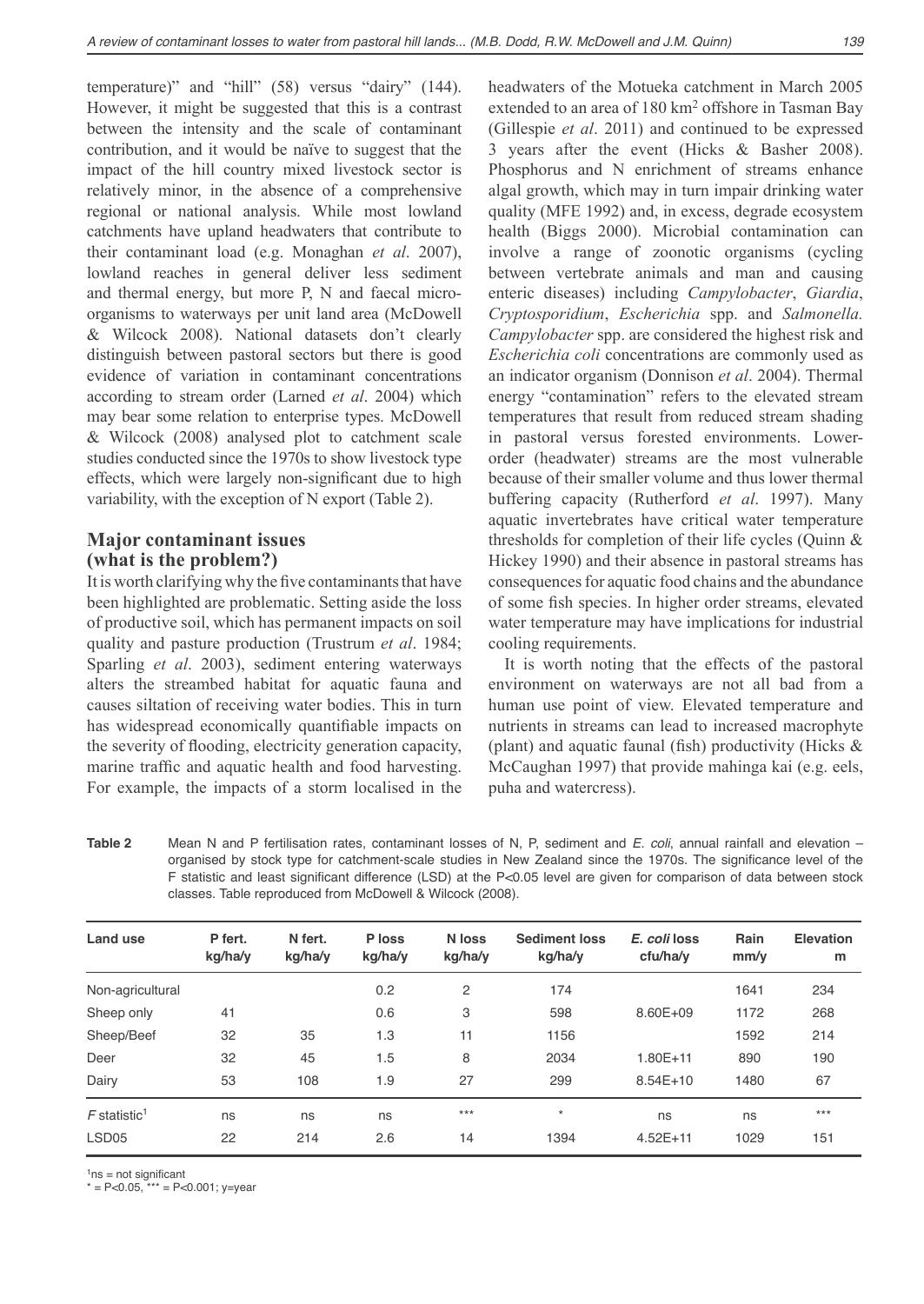temperature)" and "hill" (58) versus "dairy" (144). However, it might be suggested that this is a contrast between the intensity and the scale of contaminant contribution, and it would be naïve to suggest that the impact of the hill country mixed livestock sector is relatively minor, in the absence of a comprehensive regional or national analysis. While most lowland catchments have upland headwaters that contribute to their contaminant load (e.g. Monaghan *et al*. 2007), lowland reaches in general deliver less sediment and thermal energy, but more P, N and faecal microorganisms to waterways per unit land area (McDowell & Wilcock 2008). National datasets don't clearly distinguish between pastoral sectors but there is good evidence of variation in contaminant concentrations according to stream order (Larned *et al*. 2004) which may bear some relation to enterprise types. McDowell & Wilcock (2008) analysed plot to catchment scale studies conducted since the 1970s to show livestock type effects, which were largely non-significant due to high variability, with the exception of N export (Table 2).

## Major contaminant issues (what is the problem?)

It is worth clarifying why the five contaminants that have been highlighted are problematic. Setting aside the loss of productive soil, which has permanent impacts on soil quality and pasture production (Trustrum *et al*. 1984; Sparling *et al*. 2003), sediment entering waterways alters the streambed habitat for aquatic fauna and causes siltation of receiving water bodies. This in turn has widespread economically quantifiable impacts on the severity of flooding, electricity generation capacity, marine traffic and aquatic health and food harvesting. For example, the impacts of a storm localised in the headwaters of the Motueka catchment in March 2005 extended to an area of 180 km$^2$ offshore in Tasman Bay (Gillespie *et al*. 2011) and continued to be expressed 3 years after the event (Hicks & Basher 2008). Phosphorus and N enrichment of streams enhance algal growth, which may in turn impair drinking water quality (MFE 1992) and, in excess, degrade ecosystem health (Biggs 2000). Microbial contamination can involve a range of zoonotic organisms (cycling between vertebrate animals and man and causing enteric diseases) including *Campylobacter*, *Giardia*, *Cryptosporidium*, *Escherichia* spp. and *Salmonella*. *Campylobacter* spp. are considered the highest risk and *Escherichia coli* concentrations are commonly used as an indicator organism (Donnison *et al*. 2004). Thermal energy "contamination" refers to the elevated stream temperatures that result from reduced stream shading in pastoral versus forested environments. Lower-order (headwater) streams are the most vulnerable because of their smaller volume and thus lower thermal buffering capacity (Rutherford *et al*. 1997). Many aquatic invertebrates have critical water temperature thresholds for completion of their life cycles (Quinn & Hickey 1990) and their absence in pastoral streams has consequences for aquatic food chains and the abundance of some fish species. In higher order streams, elevated water temperature may have implications for industrial cooling requirements.

It is worth noting that the effects of the pastoral environment on waterways are not all bad from a human use point of view. Elevated temperature and nutrients in streams can lead to increased macrophyte (plant) and aquatic faunal (fish) productivity (Hicks & McCaughan 1997) that provide mahinga kai (e.g. eels, puha and watercress).

**Table 2** Mean N and P fertilisation rates, contaminant losses of N, P, sediment and *E. coli*, annual rainfall and elevation – organised by stock type for catchment-scale studies in New Zealand since the 1970s. The significance level of the F statistic and least significant difference (LSD) at the P<0.05 level are given for comparison of data between stock classes. Table reproduced from McDowell & Wilcock (2008).

| Land use | P fert. kg/ha/y | N fert. kg/ha/y | P loss kg/ha/y | N loss kg/ha/y | Sediment loss kg/ha/y | *E. coli* loss cfu/ha/y | Rain mm/y | Elevation m |
|---|---|---|---|---|---|---|---|---|
| Non-agricultural | | | 0.2 | 2 | 174 | | 1641 | 234 |
| Sheep only | 41 | | 0.6 | 3 | 598 | 8.60E+09 | 1172 | 268 |
| Sheep/Beef | 32 | 35 | 1.3 | 11 | 1156 | | 1592 | 214 |
| Deer | 32 | 45 | 1.5 | 8 | 2034 | 1.80E+11 | 890 | 190 |
| Dairy | 53 | 108 | 1.9 | 27 | 299 | 8.54E+10 | 1480 | 67 |
| *F* statistic[1] | ns | ns | ns | *** | * | ns | ns | *** |
| LSD05 | 22 | 214 | 2.6 | 14 | 1394 | 4.52E+11 | 1029 | 151 |

[1]ns = not significant
* = P<0.05, *** = P<0.001; y=year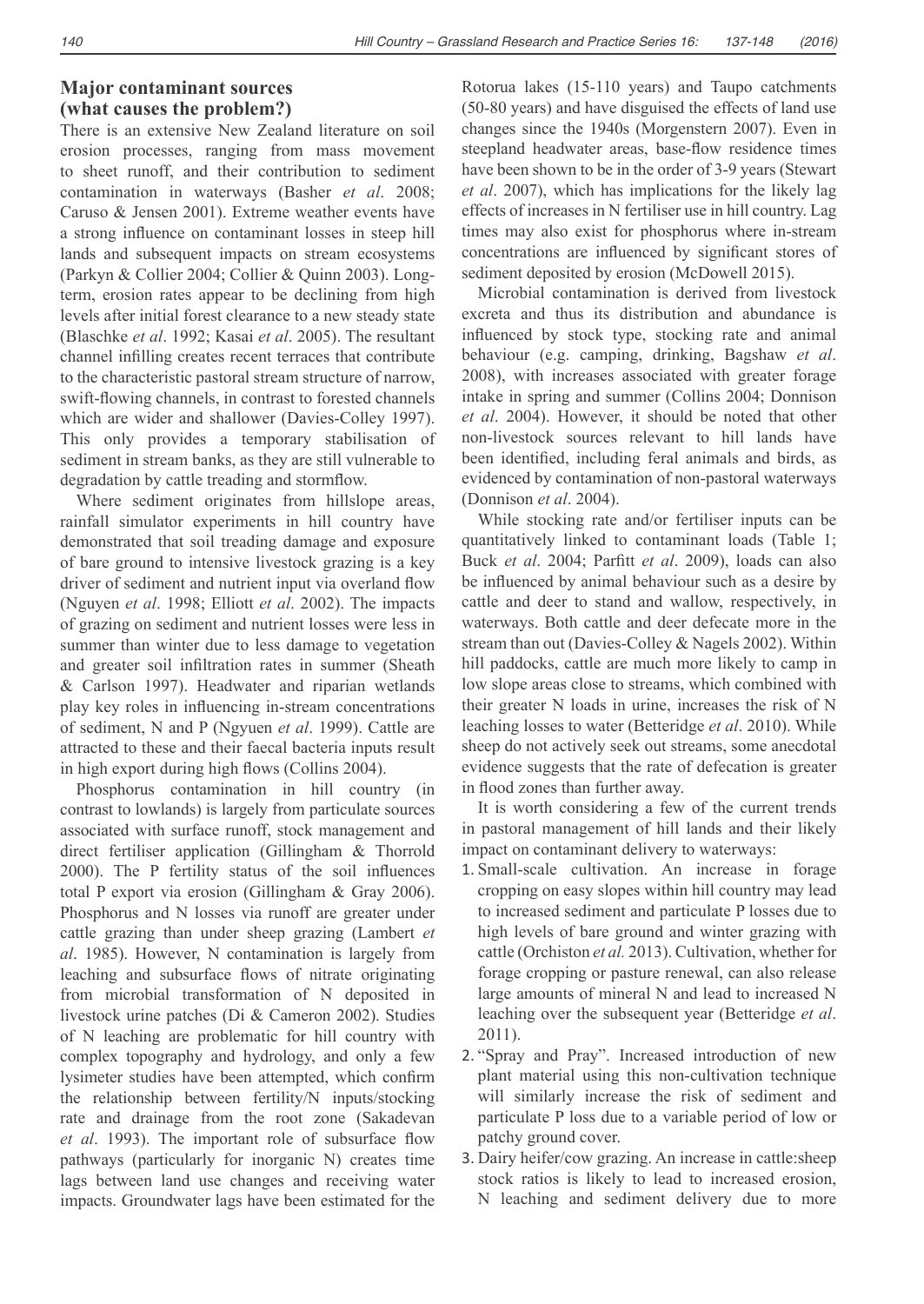## Major contaminant sources (what causes the problem?)

There is an extensive New Zealand literature on soil erosion processes, ranging from mass movement to sheet runoff, and their contribution to sediment contamination in waterways (Basher *et al*. 2008; Caruso & Jensen 2001). Extreme weather events have a strong influence on contaminant losses in steep hill lands and subsequent impacts on stream ecosystems (Parkyn & Collier 2004; Collier & Quinn 2003). Long-term, erosion rates appear to be declining from high levels after initial forest clearance to a new steady state (Blaschke *et al*. 1992; Kasai *et al*. 2005). The resultant channel infilling creates recent terraces that contribute to the characteristic pastoral stream structure of narrow, swift-flowing channels, in contrast to forested channels which are wider and shallower (Davies-Colley 1997). This only provides a temporary stabilisation of sediment in stream banks, as they are still vulnerable to degradation by cattle treading and stormflow.

Where sediment originates from hillslope areas, rainfall simulator experiments in hill country have demonstrated that soil treading damage and exposure of bare ground to intensive livestock grazing is a key driver of sediment and nutrient input via overland flow (Nguyen *et al*. 1998; Elliott *et al*. 2002). The impacts of grazing on sediment and nutrient losses were less in summer than winter due to less damage to vegetation and greater soil infiltration rates in summer (Sheath & Carlson 1997). Headwater and riparian wetlands play key roles in influencing in-stream concentrations of sediment, N and P (Ngyuen *et al*. 1999). Cattle are attracted to these and their faecal bacteria inputs result in high export during high flows (Collins 2004).

Phosphorus contamination in hill country (in contrast to lowlands) is largely from particulate sources associated with surface runoff, stock management and direct fertiliser application (Gillingham & Thorrold 2000). The P fertility status of the soil influences total P export via erosion (Gillingham & Gray 2006). Phosphorus and N losses via runoff are greater under cattle grazing than under sheep grazing (Lambert *et al*. 1985). However, N contamination is largely from leaching and subsurface flows of nitrate originating from microbial transformation of N deposited in livestock urine patches (Di & Cameron 2002). Studies of N leaching are problematic for hill country with complex topography and hydrology, and only a few lysimeter studies have been attempted, which confirm the relationship between fertility/N inputs/stocking rate and drainage from the root zone (Sakadevan *et al*. 1993). The important role of subsurface flow pathways (particularly for inorganic N) creates time lags between land use changes and receiving water impacts. Groundwater lags have been estimated for the Rotorua lakes (15-110 years) and Taupo catchments (50-80 years) and have disguised the effects of land use changes since the 1940s (Morgenstern 2007). Even in steepland headwater areas, base-flow residence times have been shown to be in the order of 3-9 years (Stewart *et al*. 2007), which has implications for the likely lag effects of increases in N fertiliser use in hill country. Lag times may also exist for phosphorus where in-stream concentrations are influenced by significant stores of sediment deposited by erosion (McDowell 2015).

Microbial contamination is derived from livestock excreta and thus its distribution and abundance is influenced by stock type, stocking rate and animal behaviour (e.g. camping, drinking, Bagshaw *et al*. 2008), with increases associated with greater forage intake in spring and summer (Collins 2004; Donnison *et al*. 2004). However, it should be noted that other non-livestock sources relevant to hill lands have been identified, including feral animals and birds, as evidenced by contamination of non-pastoral waterways (Donnison *et al*. 2004).

While stocking rate and/or fertiliser inputs can be quantitatively linked to contaminant loads (Table 1; Buck *et al*. 2004; Parfitt *et al*. 2009), loads can also be influenced by animal behaviour such as a desire by cattle and deer to stand and wallow, respectively, in waterways. Both cattle and deer defecate more in the stream than out (Davies-Colley & Nagels 2002). Within hill paddocks, cattle are much more likely to camp in low slope areas close to streams, which combined with their greater N loads in urine, increases the risk of N leaching losses to water (Betteridge *et al*. 2010). While sheep do not actively seek out streams, some anecdotal evidence suggests that the rate of defecation is greater in flood zones than further away.

It is worth considering a few of the current trends in pastoral management of hill lands and their likely impact on contaminant delivery to waterways:

1. Small-scale cultivation. An increase in forage cropping on easy slopes within hill country may lead to increased sediment and particulate P losses due to high levels of bare ground and winter grazing with cattle (Orchiston *et al.* 2013). Cultivation, whether for forage cropping or pasture renewal, can also release large amounts of mineral N and lead to increased N leaching over the subsequent year (Betteridge *et al*. 2011).
2. "Spray and Pray". Increased introduction of new plant material using this non-cultivation technique will similarly increase the risk of sediment and particulate P loss due to a variable period of low or patchy ground cover.
3. Dairy heifer/cow grazing. An increase in cattle:sheep stock ratios is likely to lead to increased erosion, N leaching and sediment delivery due to more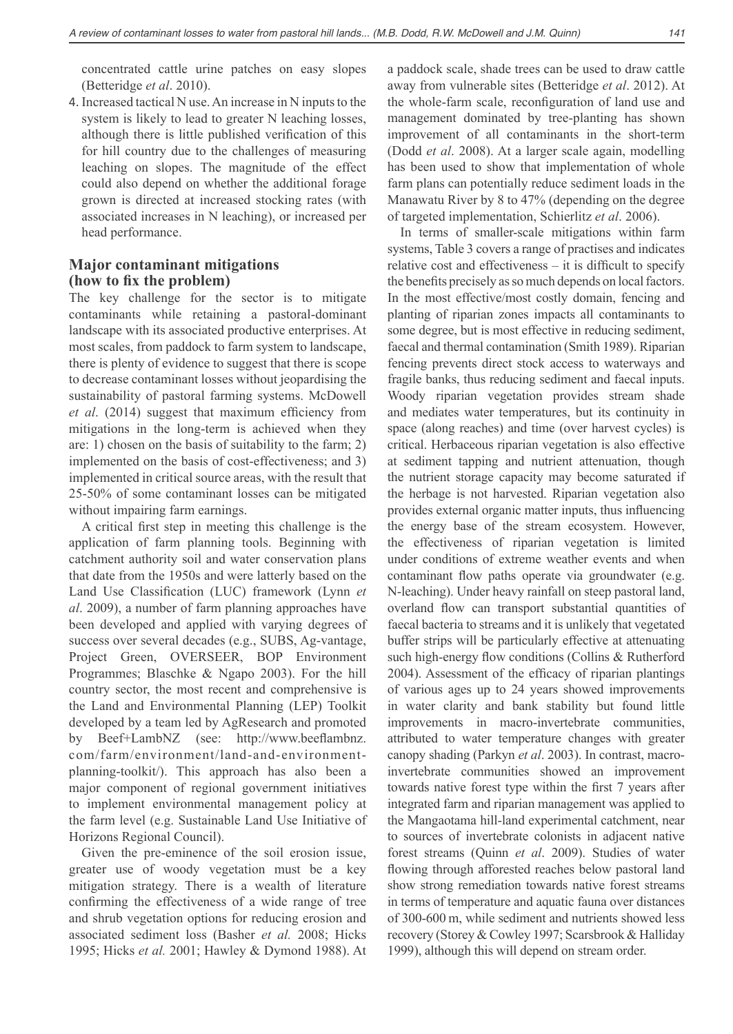concentrated cattle urine patches on easy slopes (Betteridge *et al*. 2010).

4. Increased tactical N use. An increase in N inputs to the system is likely to lead to greater N leaching losses, although there is little published verification of this for hill country due to the challenges of measuring leaching on slopes. The magnitude of the effect could also depend on whether the additional forage grown is directed at increased stocking rates (with associated increases in N leaching), or increased per head performance.

## Major contaminant mitigations (how to fix the problem)

The key challenge for the sector is to mitigate contaminants while retaining a pastoral-dominant landscape with its associated productive enterprises. At most scales, from paddock to farm system to landscape, there is plenty of evidence to suggest that there is scope to decrease contaminant losses without jeopardising the sustainability of pastoral farming systems. McDowell *et al*. (2014) suggest that maximum efficiency from mitigations in the long-term is achieved when they are: 1) chosen on the basis of suitability to the farm; 2) implemented on the basis of cost-effectiveness; and 3) implemented in critical source areas, with the result that 25-50% of some contaminant losses can be mitigated without impairing farm earnings.

A critical first step in meeting this challenge is the application of farm planning tools. Beginning with catchment authority soil and water conservation plans that date from the 1950s and were latterly based on the Land Use Classification (LUC) framework (Lynn *et al*. 2009), a number of farm planning approaches have been developed and applied with varying degrees of success over several decades (e.g., SUBS, Ag-vantage, Project Green, OVERSEER, BOP Environment Programmes; Blaschke & Ngapo 2003). For the hill country sector, the most recent and comprehensive is the Land and Environmental Planning (LEP) Toolkit developed by a team led by AgResearch and promoted by Beef+LambNZ (see: http://www.beeflambnz.com/farm/environment/land-and-environment-planning-toolkit/). This approach has also been a major component of regional government initiatives to implement environmental management policy at the farm level (e.g. Sustainable Land Use Initiative of Horizons Regional Council).

Given the pre-eminence of the soil erosion issue, greater use of woody vegetation must be a key mitigation strategy. There is a wealth of literature confirming the effectiveness of a wide range of tree and shrub vegetation options for reducing erosion and associated sediment loss (Basher *et al.* 2008; Hicks 1995; Hicks *et al.* 2001; Hawley & Dymond 1988). At a paddock scale, shade trees can be used to draw cattle away from vulnerable sites (Betteridge *et al*. 2012). At the whole-farm scale, reconfiguration of land use and management dominated by tree-planting has shown improvement of all contaminants in the short-term (Dodd *et al*. 2008). At a larger scale again, modelling has been used to show that implementation of whole farm plans can potentially reduce sediment loads in the Manawatu River by 8 to 47% (depending on the degree of targeted implementation, Schierlitz *et al*. 2006).

In terms of smaller-scale mitigations within farm systems, Table 3 covers a range of practises and indicates relative cost and effectiveness – it is difficult to specify the benefits precisely as so much depends on local factors. In the most effective/most costly domain, fencing and planting of riparian zones impacts all contaminants to some degree, but is most effective in reducing sediment, faecal and thermal contamination (Smith 1989). Riparian fencing prevents direct stock access to waterways and fragile banks, thus reducing sediment and faecal inputs. Woody riparian vegetation provides stream shade and mediates water temperatures, but its continuity in space (along reaches) and time (over harvest cycles) is critical. Herbaceous riparian vegetation is also effective at sediment tapping and nutrient attenuation, though the nutrient storage capacity may become saturated if the herbage is not harvested. Riparian vegetation also provides external organic matter inputs, thus influencing the energy base of the stream ecosystem. However, the effectiveness of riparian vegetation is limited under conditions of extreme weather events and when contaminant flow paths operate via groundwater (e.g. N-leaching). Under heavy rainfall on steep pastoral land, overland flow can transport substantial quantities of faecal bacteria to streams and it is unlikely that vegetated buffer strips will be particularly effective at attenuating such high-energy flow conditions (Collins & Rutherford 2004). Assessment of the efficacy of riparian plantings of various ages up to 24 years showed improvements in water clarity and bank stability but found little improvements in macro-invertebrate communities, attributed to water temperature changes with greater canopy shading (Parkyn *et al*. 2003). In contrast, macro-invertebrate communities showed an improvement towards native forest type within the first 7 years after integrated farm and riparian management was applied to the Mangaotama hill-land experimental catchment, near to sources of invertebrate colonists in adjacent native forest streams (Quinn *et al*. 2009). Studies of water flowing through afforested reaches below pastoral land show strong remediation towards native forest streams in terms of temperature and aquatic fauna over distances of 300-600 m, while sediment and nutrients showed less recovery (Storey & Cowley 1997; Scarsbrook & Halliday 1999), although this will depend on stream order.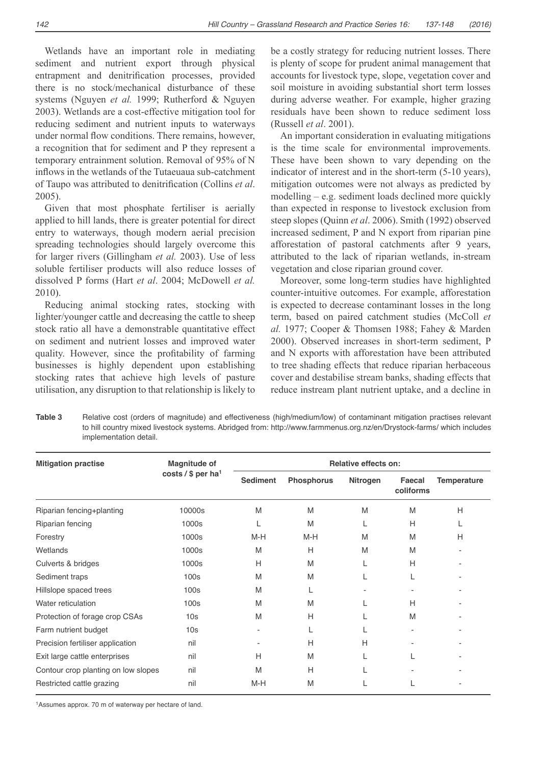Wetlands have an important role in mediating sediment and nutrient export through physical entrapment and denitrification processes, provided there is no stock/mechanical disturbance of these systems (Nguyen *et al.* 1999; Rutherford & Nguyen 2003). Wetlands are a cost-effective mitigation tool for reducing sediment and nutrient inputs to waterways under normal flow conditions. There remains, however, a recognition that for sediment and P they represent a temporary entrainment solution. Removal of 95% of N inflows in the wetlands of the Tutaeuaua sub-catchment of Taupo was attributed to denitrification (Collins *et al*. 2005).

Given that most phosphate fertiliser is aerially applied to hill lands, there is greater potential for direct entry to waterways, though modern aerial precision spreading technologies should largely overcome this for larger rivers (Gillingham *et al.* 2003). Use of less soluble fertiliser products will also reduce losses of dissolved P forms (Hart *et al*. 2004; McDowell *et al.* 2010).

Reducing animal stocking rates, stocking with lighter/younger cattle and decreasing the cattle to sheep stock ratio all have a demonstrable quantitative effect on sediment and nutrient losses and improved water quality. However, since the profitability of farming businesses is highly dependent upon establishing stocking rates that achieve high levels of pasture utilisation, any disruption to that relationship is likely to be a costly strategy for reducing nutrient losses. There is plenty of scope for prudent animal management that accounts for livestock type, slope, vegetation cover and soil moisture in avoiding substantial short term losses during adverse weather. For example, higher grazing residuals have been shown to reduce sediment loss (Russell *et al*. 2001).

An important consideration in evaluating mitigations is the time scale for environmental improvements. These have been shown to vary depending on the indicator of interest and in the short-term (5-10 years), mitigation outcomes were not always as predicted by modelling – e.g. sediment loads declined more quickly than expected in response to livestock exclusion from steep slopes (Quinn *et al*. 2006). Smith (1992) observed increased sediment, P and N export from riparian pine afforestation of pastoral catchments after 9 years, attributed to the lack of riparian wetlands, in-stream vegetation and close riparian ground cover.

Moreover, some long-term studies have highlighted counter-intuitive outcomes. For example, afforestation is expected to decrease contaminant losses in the long term, based on paired catchment studies (McColl *et al.* 1977; Cooper & Thomsen 1988; Fahey & Marden 2000). Observed increases in short-term sediment, P and N exports with afforestation have been attributed to tree shading effects that reduce riparian herbaceous cover and destabilise stream banks, shading effects that reduce instream plant nutrient uptake, and a decline in

**Table 3** Relative cost (orders of magnitude) and effectiveness (high/medium/low) of contaminant mitigation practises relevant to hill country mixed livestock systems. Abridged from: http://www.farmmenus.org.nz/en/Drystock-farms/ which includes implementation detail.

| Mitigation practise | Magnitude of costs / $ per ha[1] | Relative effects on: | | | | |
|---|---|---|---|---|---|---|
| | | Sediment | Phosphorus | Nitrogen | Faecal coliforms | Temperature |
| Riparian fencing+planting | 10000s | M | M | M | M | H |
| Riparian fencing | 1000s | L | M | L | H | L |
| Forestry | 1000s | M-H | M-H | M | M | H |
| Wetlands | 1000s | M | H | M | M | - |
| Culverts & bridges | 1000s | H | M | L | H | - |
| Sediment traps | 100s | M | M | L | L | - |
| Hillslope spaced trees | 100s | M | L | - | - | - |
| Water reticulation | 100s | M | M | L | H | - |
| Protection of forage crop CSAs | 10s | M | H | L | M | - |
| Farm nutrient budget | 10s | - | L | L | - | - |
| Precision fertiliser application | nil | - | H | H | - | - |
| Exit large cattle enterprises | nil | H | M | L | L | - |
| Contour crop planting on low slopes | nil | M | H | L | - | - |
| Restricted cattle grazing | nil | M-H | M | L | L | - |

[1]Assumes approx. 70 m of waterway per hectare of land.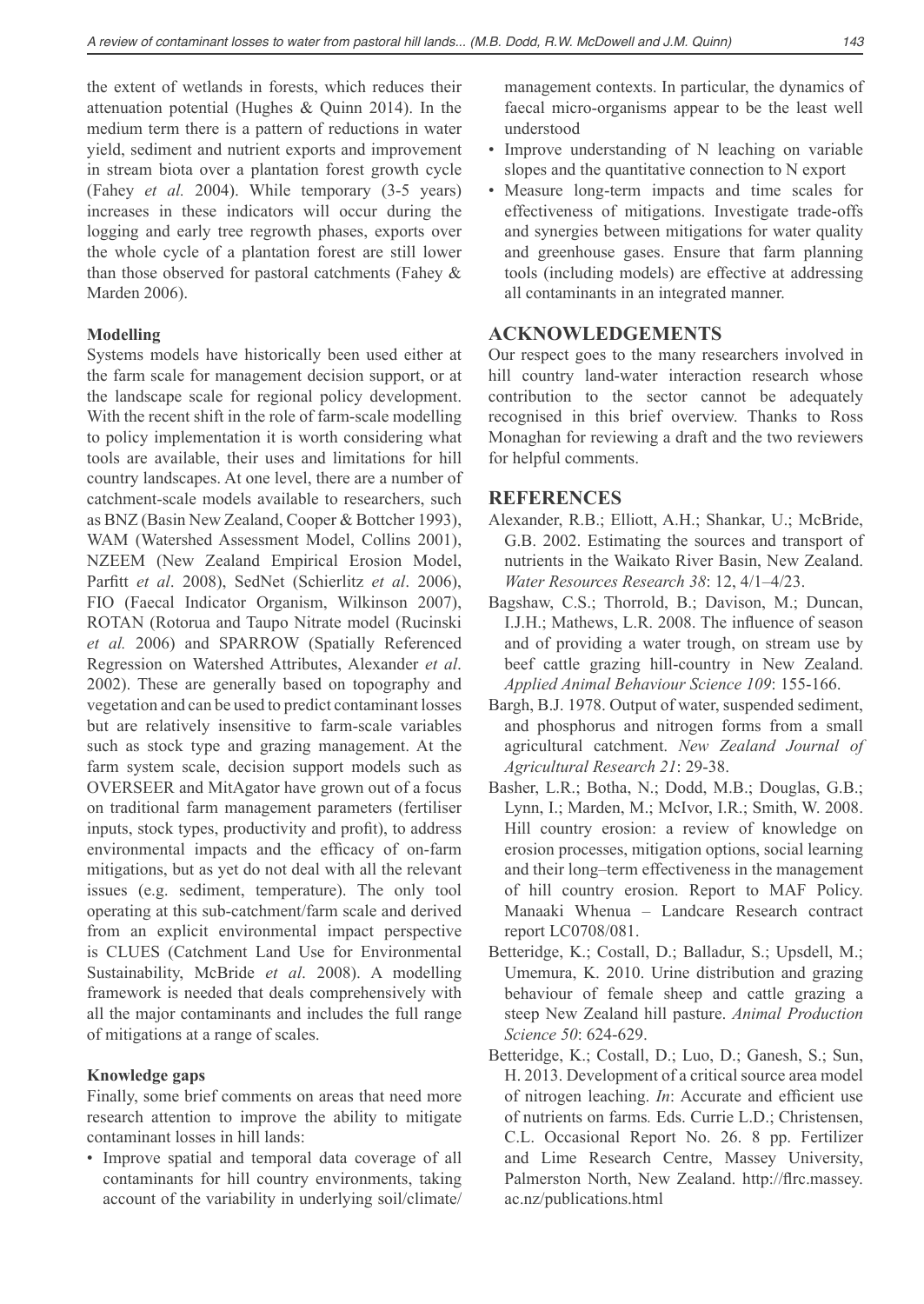the extent of wetlands in forests, which reduces their attenuation potential (Hughes & Quinn 2014). In the medium term there is a pattern of reductions in water yield, sediment and nutrient exports and improvement in stream biota over a plantation forest growth cycle (Fahey *et al.* 2004). While temporary (3-5 years) increases in these indicators will occur during the logging and early tree regrowth phases, exports over the whole cycle of a plantation forest are still lower than those observed for pastoral catchments (Fahey & Marden 2006).

**Modelling**

Systems models have historically been used either at the farm scale for management decision support, or at the landscape scale for regional policy development. With the recent shift in the role of farm-scale modelling to policy implementation it is worth considering what tools are available, their uses and limitations for hill country landscapes. At one level, there are a number of catchment-scale models available to researchers, such as BNZ (Basin New Zealand, Cooper & Bottcher 1993), WAM (Watershed Assessment Model, Collins 2001), NZEEM (New Zealand Empirical Erosion Model, Parfitt *et al*. 2008), SedNet (Schierlitz *et al*. 2006), FIO (Faecal Indicator Organism, Wilkinson 2007), ROTAN (Rotorua and Taupo Nitrate model (Rucinski *et al.* 2006) and SPARROW (Spatially Referenced Regression on Watershed Attributes, Alexander *et al*. 2002). These are generally based on topography and vegetation and can be used to predict contaminant losses but are relatively insensitive to farm-scale variables such as stock type and grazing management. At the farm system scale, decision support models such as OVERSEER and MitAgator have grown out of a focus on traditional farm management parameters (fertiliser inputs, stock types, productivity and profit), to address environmental impacts and the efficacy of on-farm mitigations, but as yet do not deal with all the relevant issues (e.g. sediment, temperature). The only tool operating at this sub-catchment/farm scale and derived from an explicit environmental impact perspective is CLUES (Catchment Land Use for Environmental Sustainability, McBride *et al*. 2008). A modelling framework is needed that deals comprehensively with all the major contaminants and includes the full range of mitigations at a range of scales.

**Knowledge gaps**

Finally, some brief comments on areas that need more research attention to improve the ability to mitigate contaminant losses in hill lands:

- Improve spatial and temporal data coverage of all contaminants for hill country environments, taking account of the variability in underlying soil/climate/management contexts. In particular, the dynamics of faecal micro-organisms appear to be the least well understood
- Improve understanding of N leaching on variable slopes and the quantitative connection to N export
- Measure long-term impacts and time scales for effectiveness of mitigations. Investigate trade-offs and synergies between mitigations for water quality and greenhouse gases. Ensure that farm planning tools (including models) are effective at addressing all contaminants in an integrated manner.

## ACKNOWLEDGEMENTS

Our respect goes to the many researchers involved in hill country land-water interaction research whose contribution to the sector cannot be adequately recognised in this brief overview. Thanks to Ross Monaghan for reviewing a draft and the two reviewers for helpful comments.

## REFERENCES

Alexander, R.B.; Elliott, A.H.; Shankar, U.; McBride, G.B. 2002. Estimating the sources and transport of nutrients in the Waikato River Basin, New Zealand. *Water Resources Research 38*: 12, 4/1–4/23.

Bagshaw, C.S.; Thorrold, B.; Davison, M.; Duncan, I.J.H.; Mathews, L.R. 2008. The influence of season and of providing a water trough, on stream use by beef cattle grazing hill-country in New Zealand. *Applied Animal Behaviour Science 109*: 155-166.

Bargh, B.J. 1978. Output of water, suspended sediment, and phosphorus and nitrogen forms from a small agricultural catchment. *New Zealand Journal of Agricultural Research 21*: 29-38.

Basher, L.R.; Botha, N.; Dodd, M.B.; Douglas, G.B.; Lynn, I.; Marden, M.; McIvor, I.R.; Smith, W. 2008. Hill country erosion: a review of knowledge on erosion processes, mitigation options, social learning and their long–term effectiveness in the management of hill country erosion. Report to MAF Policy. Manaaki Whenua – Landcare Research contract report LC0708/081.

Betteridge, K.; Costall, D.; Balladur, S.; Upsdell, M.; Umemura, K. 2010. Urine distribution and grazing behaviour of female sheep and cattle grazing a steep New Zealand hill pasture. *Animal Production Science 50*: 624-629.

Betteridge, K.; Costall, D.; Luo, D.; Ganesh, S.; Sun, H. 2013. Development of a critical source area model of nitrogen leaching. *In*: Accurate and efficient use of nutrients on farms*.* Eds. Currie L.D.; Christensen, C.L. Occasional Report No. 26. 8 pp. Fertilizer and Lime Research Centre, Massey University, Palmerston North, New Zealand. http://flrc.massey.ac.nz/publications.html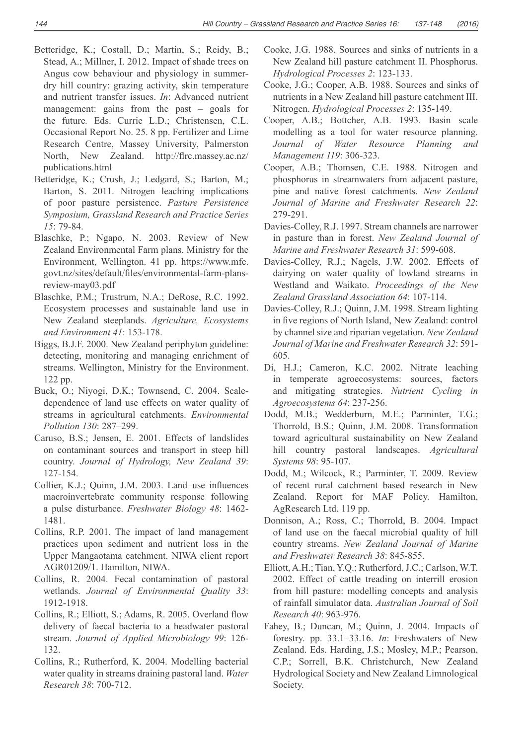Betteridge, K.; Costall, D.; Martin, S.; Reidy, B.; Stead, A.; Millner, I. 2012. Impact of shade trees on Angus cow behaviour and physiology in summer-dry hill country: grazing activity, skin temperature and nutrient transfer issues. *In*: Advanced nutrient management: gains from the past – goals for the future. Eds. Currie L.D.; Christensen, C.L. Occasional Report No. 25. 8 pp. Fertilizer and Lime Research Centre, Massey University, Palmerston North, New Zealand. http://flrc.massey.ac.nz/publications.html

Betteridge, K.; Crush, J.; Ledgard, S.; Barton, M.; Barton, S. 2011. Nitrogen leaching implications of poor pasture persistence. *Pasture Persistence Symposium, Grassland Research and Practice Series 15*: 79-84.

Blaschke, P.; Ngapo, N. 2003. Review of New Zealand Environmental Farm plans. Ministry for the Environment, Wellington. 41 pp. https://www.mfe.govt.nz/sites/default/files/environmental-farm-plans-review-may03.pdf

Blaschke, P.M.; Trustrum, N.A.; DeRose, R.C. 1992. Ecosystem processes and sustainable land use in New Zealand steeplands. *Agriculture, Ecosystems and Environment 41*: 153-178.

Biggs, B.J.F. 2000. New Zealand periphyton guideline: detecting, monitoring and managing enrichment of streams. Wellington, Ministry for the Environment. 122 pp.

Buck, O.; Niyogi, D.K.; Townsend, C. 2004. Scale-dependence of land use effects on water quality of streams in agricultural catchments. *Environmental Pollution 130*: 287–299.

Caruso, B.S.; Jensen, E. 2001. Effects of landslides on contaminant sources and transport in steep hill country. *Journal of Hydrology, New Zealand 39*: 127-154.

Collier, K.J.; Quinn, J.M. 2003. Land–use influences macroinvertebrate community response following a pulse disturbance. *Freshwater Biology 48*: 1462-1481.

Collins, R.P. 2001. The impact of land management practices upon sediment and nutrient loss in the Upper Mangaotama catchment. NIWA client report AGR01209/1. Hamilton, NIWA.

Collins, R. 2004. Fecal contamination of pastoral wetlands. *Journal of Environmental Quality 33*: 1912-1918.

Collins, R.; Elliott, S.; Adams, R. 2005. Overland flow delivery of faecal bacteria to a headwater pastoral stream. *Journal of Applied Microbiology 99*: 126-132.

Collins, R.; Rutherford, K. 2004. Modelling bacterial water quality in streams draining pastoral land. *Water Research 38*: 700-712.

Cooke, J.G. 1988. Sources and sinks of nutrients in a New Zealand hill pasture catchment II. Phosphorus. *Hydrological Processes 2*: 123-133.

Cooke, J.G.; Cooper, A.B. 1988. Sources and sinks of nutrients in a New Zealand hill pasture catchment III. Nitrogen. *Hydrological Processes 2*: 135-149.

Cooper, A.B.; Bottcher, A.B. 1993. Basin scale modelling as a tool for water resource planning. *Journal of Water Resource Planning and Management 119*: 306-323.

Cooper, A.B.; Thomsen, C.E. 1988. Nitrogen and phosphorus in streamwaters from adjacent pasture, pine and native forest catchments. *New Zealand Journal of Marine and Freshwater Research 22*: 279-291.

Davies-Colley, R.J. 1997. Stream channels are narrower in pasture than in forest. *New Zealand Journal of Marine and Freshwater Research 31*: 599-608.

Davies-Colley, R.J.; Nagels, J.W. 2002. Effects of dairying on water quality of lowland streams in Westland and Waikato. *Proceedings of the New Zealand Grassland Association 64*: 107-114.

Davies-Colley, R.J.; Quinn, J.M. 1998. Stream lighting in five regions of North Island, New Zealand: control by channel size and riparian vegetation. *New Zealand Journal of Marine and Freshwater Research 32*: 591-605.

Di, H.J.; Cameron, K.C. 2002. Nitrate leaching in temperate agroecosystems: sources, factors and mitigating strategies. *Nutrient Cycling in Agroecosystems 64*: 237-256.

Dodd, M.B.; Wedderburn, M.E.; Parminter, T.G.; Thorrold, B.S.; Quinn, J.M. 2008. Transformation toward agricultural sustainability on New Zealand hill country pastoral landscapes. *Agricultural Systems 98*: 95-107.

Dodd, M.; Wilcock, R.; Parminter, T. 2009. Review of recent rural catchment–based research in New Zealand. Report for MAF Policy. Hamilton, AgResearch Ltd. 119 pp.

Donnison, A.; Ross, C.; Thorrold, B. 2004. Impact of land use on the faecal microbial quality of hill country streams. *New Zealand Journal of Marine and Freshwater Research 38*: 845-855.

Elliott, A.H.; Tian, Y.Q.; Rutherford, J.C.; Carlson, W.T. 2002. Effect of cattle treading on interrill erosion from hill pasture: modelling concepts and analysis of rainfall simulator data. *Australian Journal of Soil Research 40*: 963-976.

Fahey, B.; Duncan, M.; Quinn, J. 2004. Impacts of forestry. pp. 33.1–33.16. *In*: Freshwaters of New Zealand. Eds. Harding, J.S.; Mosley, M.P.; Pearson, C.P.; Sorrell, B.K. Christchurch, New Zealand Hydrological Society and New Zealand Limnological Society.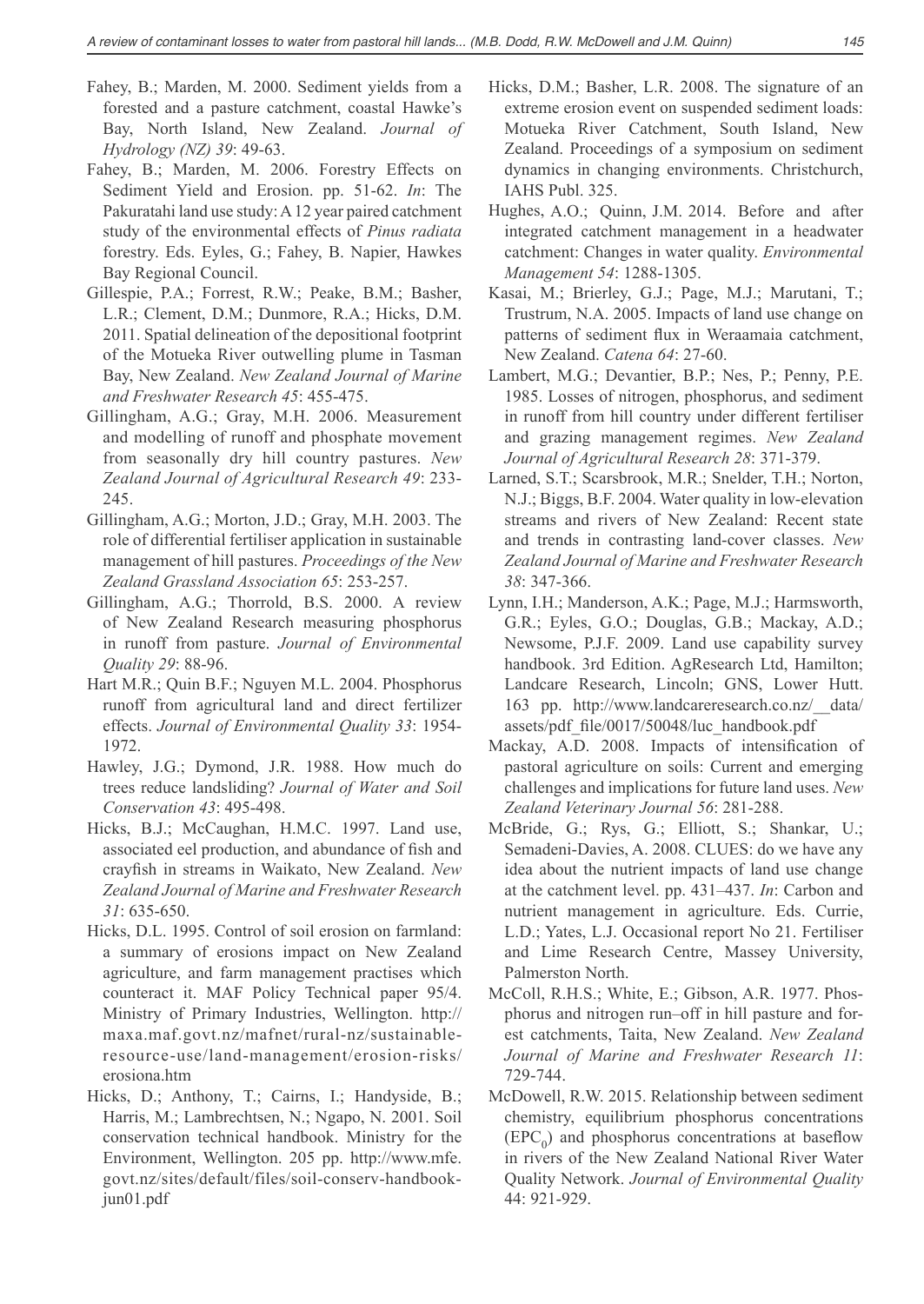Fahey, B.; Marden, M. 2000. Sediment yields from a forested and a pasture catchment, coastal Hawke's Bay, North Island, New Zealand. *Journal of Hydrology (NZ) 39*: 49-63.

Fahey, B.; Marden, M. 2006. Forestry Effects on Sediment Yield and Erosion. pp. 51-62. *In*: The Pakuratahi land use study: A 12 year paired catchment study of the environmental effects of *Pinus radiata* forestry. Eds. Eyles, G.; Fahey, B. Napier, Hawkes Bay Regional Council.

Gillespie, P.A.; Forrest, R.W.; Peake, B.M.; Basher, L.R.; Clement, D.M.; Dunmore, R.A.; Hicks, D.M. 2011. Spatial delineation of the depositional footprint of the Motueka River outwelling plume in Tasman Bay, New Zealand. *New Zealand Journal of Marine and Freshwater Research 45*: 455-475.

Gillingham, A.G.; Gray, M.H. 2006. Measurement and modelling of runoff and phosphate movement from seasonally dry hill country pastures. *New Zealand Journal of Agricultural Research 49*: 233-245.

Gillingham, A.G.; Morton, J.D.; Gray, M.H. 2003. The role of differential fertiliser application in sustainable management of hill pastures. *Proceedings of the New Zealand Grassland Association 65*: 253-257.

Gillingham, A.G.; Thorrold, B.S. 2000. A review of New Zealand Research measuring phosphorus in runoff from pasture. *Journal of Environmental Quality 29*: 88-96.

Hart M.R.; Quin B.F.; Nguyen M.L. 2004. Phosphorus runoff from agricultural land and direct fertilizer effects. *Journal of Environmental Quality 33*: 1954-1972.

Hawley, J.G.; Dymond, J.R. 1988. How much do trees reduce landsliding? *Journal of Water and Soil Conservation 43*: 495-498.

Hicks, B.J.; McCaughan, H.M.C. 1997. Land use, associated eel production, and abundance of fish and crayfish in streams in Waikato, New Zealand. *New Zealand Journal of Marine and Freshwater Research 31*: 635-650.

Hicks, D.L. 1995. Control of soil erosion on farmland: a summary of erosions impact on New Zealand agriculture, and farm management practises which counteract it. MAF Policy Technical paper 95/4. Ministry of Primary Industries, Wellington. http://maxa.maf.govt.nz/mafnet/rural-nz/sustainable-resource-use/land-management/erosion-risks/erosiona.htm

Hicks, D.; Anthony, T.; Cairns, I.; Handyside, B.; Harris, M.; Lambrechtsen, N.; Ngapo, N. 2001. Soil conservation technical handbook. Ministry for the Environment, Wellington. 205 pp. http://www.mfe.govt.nz/sites/default/files/soil-conserv-handbook-jun01.pdf

Hicks, D.M.; Basher, L.R. 2008. The signature of an extreme erosion event on suspended sediment loads: Motueka River Catchment, South Island, New Zealand. Proceedings of a symposium on sediment dynamics in changing environments. Christchurch, IAHS Publ. 325.

Hughes, A.O.; Quinn, J.M. 2014. Before and after integrated catchment management in a headwater catchment: Changes in water quality. *Environmental Management 54*: 1288-1305.

Kasai, M.; Brierley, G.J.; Page, M.J.; Marutani, T.; Trustrum, N.A. 2005. Impacts of land use change on patterns of sediment flux in Weraamaia catchment, New Zealand. *Catena 64*: 27-60.

Lambert, M.G.; Devantier, B.P.; Nes, P.; Penny, P.E. 1985. Losses of nitrogen, phosphorus, and sediment in runoff from hill country under different fertiliser and grazing management regimes. *New Zealand Journal of Agricultural Research 28*: 371-379.

Larned, S.T.; Scarsbrook, M.R.; Snelder, T.H.; Norton, N.J.; Biggs, B.F. 2004. Water quality in low-elevation streams and rivers of New Zealand: Recent state and trends in contrasting land-cover classes. *New Zealand Journal of Marine and Freshwater Research 38*: 347-366.

Lynn, I.H.; Manderson, A.K.; Page, M.J.; Harmsworth, G.R.; Eyles, G.O.; Douglas, G.B.; Mackay, A.D.; Newsome, P.J.F. 2009. Land use capability survey handbook. 3rd Edition. AgResearch Ltd, Hamilton; Landcare Research, Lincoln; GNS, Lower Hutt. 163 pp. http://www.landcareresearch.co.nz/__data/assets/pdf_file/0017/50048/luc_handbook.pdf

Mackay, A.D. 2008. Impacts of intensification of pastoral agriculture on soils: Current and emerging challenges and implications for future land uses. *New Zealand Veterinary Journal 56*: 281-288.

McBride, G.; Rys, G.; Elliott, S.; Shankar, U.; Semadeni-Davies, A. 2008. CLUES: do we have any idea about the nutrient impacts of land use change at the catchment level. pp. 431–437. *In*: Carbon and nutrient management in agriculture. Eds. Currie, L.D.; Yates, L.J. Occasional report No 21. Fertiliser and Lime Research Centre, Massey University, Palmerston North.

McColl, R.H.S.; White, E.; Gibson, A.R. 1977. Phosphorus and nitrogen run–off in hill pasture and forest catchments, Taita, New Zealand. *New Zealand Journal of Marine and Freshwater Research 11*: 729-744.

McDowell, R.W. 2015. Relationship between sediment chemistry, equilibrium phosphorus concentrations ($EPC_0$) and phosphorus concentrations at baseflow in rivers of the New Zealand National River Water Quality Network. *Journal of Environmental Quality* 44: 921-929.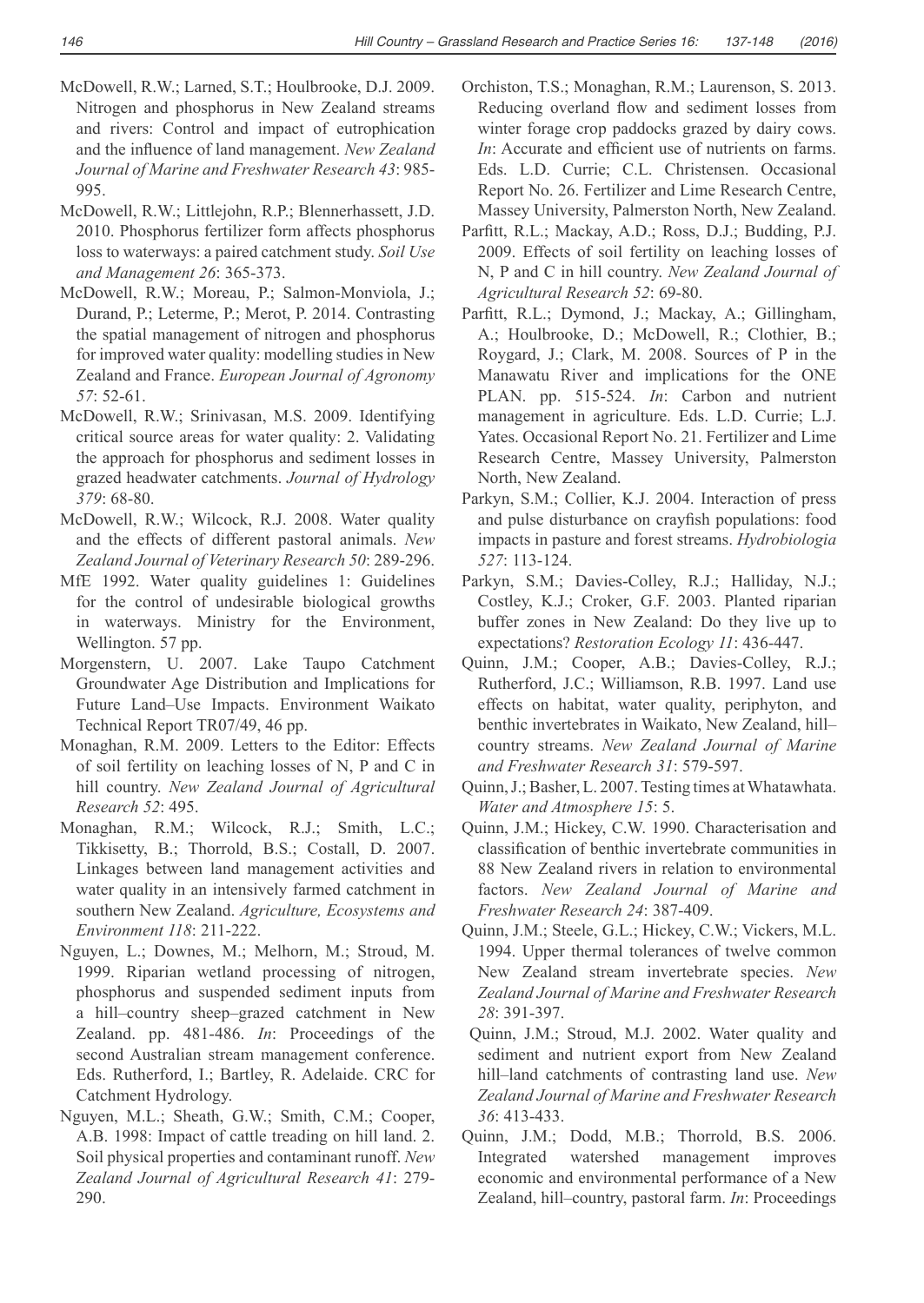McDowell, R.W.; Larned, S.T.; Houlbrooke, D.J. 2009. Nitrogen and phosphorus in New Zealand streams and rivers: Control and impact of eutrophication and the influence of land management. *New Zealand Journal of Marine and Freshwater Research 43*: 985-995.

McDowell, R.W.; Littlejohn, R.P.; Blennerhassett, J.D. 2010. Phosphorus fertilizer form affects phosphorus loss to waterways: a paired catchment study. *Soil Use and Management 26*: 365-373.

McDowell, R.W.; Moreau, P.; Salmon-Monviola, J.; Durand, P.; Leterme, P.; Merot, P. 2014. Contrasting the spatial management of nitrogen and phosphorus for improved water quality: modelling studies in New Zealand and France. *European Journal of Agronomy 57*: 52-61.

McDowell, R.W.; Srinivasan, M.S. 2009. Identifying critical source areas for water quality: 2. Validating the approach for phosphorus and sediment losses in grazed headwater catchments. *Journal of Hydrology 379*: 68-80.

McDowell, R.W.; Wilcock, R.J. 2008. Water quality and the effects of different pastoral animals. *New Zealand Journal of Veterinary Research 50*: 289-296.

MfE 1992. Water quality guidelines 1: Guidelines for the control of undesirable biological growths in waterways. Ministry for the Environment, Wellington. 57 pp.

Morgenstern, U. 2007. Lake Taupo Catchment Groundwater Age Distribution and Implications for Future Land–Use Impacts. Environment Waikato Technical Report TR07/49, 46 pp.

Monaghan, R.M. 2009. Letters to the Editor: Effects of soil fertility on leaching losses of N, P and C in hill country. *New Zealand Journal of Agricultural Research 52*: 495.

Monaghan, R.M.; Wilcock, R.J.; Smith, L.C.; Tikkisetty, B.; Thorrold, B.S.; Costall, D. 2007. Linkages between land management activities and water quality in an intensively farmed catchment in southern New Zealand. *Agriculture, Ecosystems and Environment 118*: 211-222.

Nguyen, L.; Downes, M.; Melhorn, M.; Stroud, M. 1999. Riparian wetland processing of nitrogen, phosphorus and suspended sediment inputs from a hill–country sheep–grazed catchment in New Zealand. pp. 481-486. *In*: Proceedings of the second Australian stream management conference. Eds. Rutherford, I.; Bartley, R. Adelaide. CRC for Catchment Hydrology.

Nguyen, M.L.; Sheath, G.W.; Smith, C.M.; Cooper, A.B. 1998: Impact of cattle treading on hill land. 2. Soil physical properties and contaminant runoff. *New Zealand Journal of Agricultural Research 41*: 279-290.

Orchiston, T.S.; Monaghan, R.M.; Laurenson, S. 2013. Reducing overland flow and sediment losses from winter forage crop paddocks grazed by dairy cows. *In*: Accurate and efficient use of nutrients on farms. Eds. L.D. Currie; C.L. Christensen. Occasional Report No. 26. Fertilizer and Lime Research Centre, Massey University, Palmerston North, New Zealand.

Parfitt, R.L.; Mackay, A.D.; Ross, D.J.; Budding, P.J. 2009. Effects of soil fertility on leaching losses of N, P and C in hill country. *New Zealand Journal of Agricultural Research 52*: 69-80.

Parfitt, R.L.; Dymond, J.; Mackay, A.; Gillingham, A.; Houlbrooke, D.; McDowell, R.; Clothier, B.; Roygard, J.; Clark, M. 2008. Sources of P in the Manawatu River and implications for the ONE PLAN. pp. 515-524. *In*: Carbon and nutrient management in agriculture. Eds. L.D. Currie; L.J. Yates. Occasional Report No. 21. Fertilizer and Lime Research Centre, Massey University, Palmerston North, New Zealand.

Parkyn, S.M.; Collier, K.J. 2004. Interaction of press and pulse disturbance on crayfish populations: food impacts in pasture and forest streams. *Hydrobiologia 527*: 113-124.

Parkyn, S.M.; Davies-Colley, R.J.; Halliday, N.J.; Costley, K.J.; Croker, G.F. 2003. Planted riparian buffer zones in New Zealand: Do they live up to expectations? *Restoration Ecology 11*: 436-447.

Quinn, J.M.; Cooper, A.B.; Davies-Colley, R.J.; Rutherford, J.C.; Williamson, R.B. 1997. Land use effects on habitat, water quality, periphyton, and benthic invertebrates in Waikato, New Zealand, hill–country streams. *New Zealand Journal of Marine and Freshwater Research 31*: 579-597.

Quinn, J.; Basher, L. 2007. Testing times at Whatawhata. *Water and Atmosphere 15*: 5.

Quinn, J.M.; Hickey, C.W. 1990. Characterisation and classification of benthic invertebrate communities in 88 New Zealand rivers in relation to environmental factors. *New Zealand Journal of Marine and Freshwater Research 24*: 387-409.

Quinn, J.M.; Steele, G.L.; Hickey, C.W.; Vickers, M.L. 1994. Upper thermal tolerances of twelve common New Zealand stream invertebrate species. *New Zealand Journal of Marine and Freshwater Research 28*: 391-397.

Quinn, J.M.; Stroud, M.J. 2002. Water quality and sediment and nutrient export from New Zealand hill–land catchments of contrasting land use. *New Zealand Journal of Marine and Freshwater Research 36*: 413-433.

Quinn, J.M.; Dodd, M.B.; Thorrold, B.S. 2006. Integrated watershed management improves economic and environmental performance of a New Zealand, hill–country, pastoral farm. *In*: Proceedings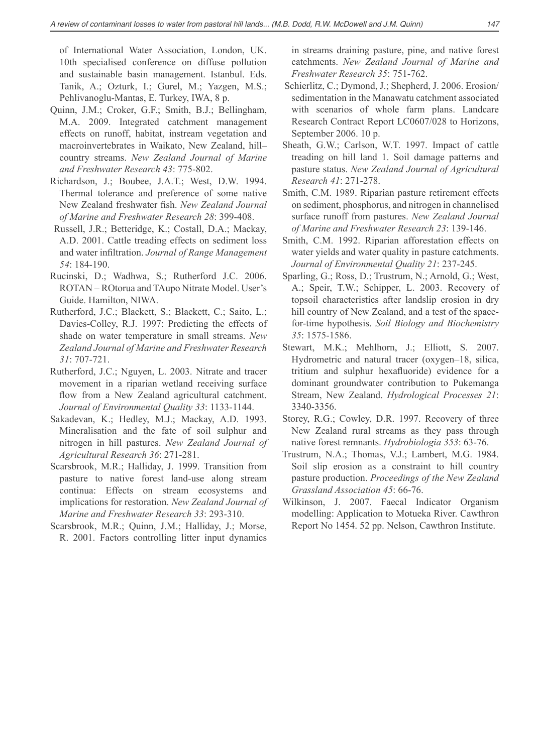of International Water Association, London, UK. 10th specialised conference on diffuse pollution and sustainable basin management. Istanbul. Eds. Tanik, A.; Ozturk, I.; Gurel, M.; Yazgen, M.S.; Pehlivanoglu-Mantas, E. Turkey, IWA, 8 p.

Quinn, J.M.; Croker, G.F.; Smith, B.J.; Bellingham, M.A. 2009. Integrated catchment management effects on runoff, habitat, instream vegetation and macroinvertebrates in Waikato, New Zealand, hill–country streams. *New Zealand Journal of Marine and Freshwater Research 43*: 775-802.

Richardson, J.; Boubee, J.A.T.; West, D.W. 1994. Thermal tolerance and preference of some native New Zealand freshwater fish. *New Zealand Journal of Marine and Freshwater Research 28*: 399-408.

Russell, J.R.; Betteridge, K.; Costall, D.A.; Mackay, A.D. 2001. Cattle treading effects on sediment loss and water infiltration. *Journal of Range Management 54*: 184-190.

Rucinski, D.; Wadhwa, S.; Rutherford J.C. 2006. ROTAN – ROtorua and TAupo Nitrate Model. User's Guide. Hamilton, NIWA.

Rutherford, J.C.; Blackett, S.; Blackett, C.; Saito, L.; Davies-Colley, R.J. 1997: Predicting the effects of shade on water temperature in small streams. *New Zealand Journal of Marine and Freshwater Research 31*: 707-721.

Rutherford, J.C.; Nguyen, L. 2003. Nitrate and tracer movement in a riparian wetland receiving surface flow from a New Zealand agricultural catchment. *Journal of Environmental Quality 33*: 1133-1144.

Sakadevan, K.; Hedley, M.J.; Mackay, A.D. 1993. Mineralisation and the fate of soil sulphur and nitrogen in hill pastures. *New Zealand Journal of Agricultural Research 36*: 271-281.

Scarsbrook, M.R.; Halliday, J. 1999. Transition from pasture to native forest land-use along stream continua: Effects on stream ecosystems and implications for restoration. *New Zealand Journal of Marine and Freshwater Research 33*: 293-310.

Scarsbrook, M.R.; Quinn, J.M.; Halliday, J.; Morse, R. 2001. Factors controlling litter input dynamics in streams draining pasture, pine, and native forest catchments. *New Zealand Journal of Marine and Freshwater Research 35*: 751-762.

Schierlitz, C.; Dymond, J.; Shepherd, J. 2006. Erosion/sedimentation in the Manawatu catchment associated with scenarios of whole farm plans. Landcare Research Contract Report LC0607/028 to Horizons, September 2006. 10 p.

Sheath, G.W.; Carlson, W.T. 1997. Impact of cattle treading on hill land 1. Soil damage patterns and pasture status. *New Zealand Journal of Agricultural Research 41*: 271-278.

Smith, C.M. 1989. Riparian pasture retirement effects on sediment, phosphorus, and nitrogen in channelised surface runoff from pastures. *New Zealand Journal of Marine and Freshwater Research 23*: 139-146.

Smith, C.M. 1992. Riparian afforestation effects on water yields and water quality in pasture catchments. *Journal of Environmental Quality 21*: 237-245.

Sparling, G.; Ross, D.; Trustrum, N.; Arnold, G.; West, A.; Speir, T.W.; Schipper, L. 2003. Recovery of topsoil characteristics after landslip erosion in dry hill country of New Zealand, and a test of the space-for-time hypothesis. *Soil Biology and Biochemistry 35*: 1575-1586.

Stewart, M.K.; Mehlhorn, J.; Elliott, S. 2007. Hydrometric and natural tracer (oxygen–18, silica, tritium and sulphur hexafluoride) evidence for a dominant groundwater contribution to Pukemanga Stream, New Zealand. *Hydrological Processes 21*: 3340-3356.

Storey, R.G.; Cowley, D.R. 1997. Recovery of three New Zealand rural streams as they pass through native forest remnants. *Hydrobiologia 353*: 63-76.

Trustrum, N.A.; Thomas, V.J.; Lambert, M.G. 1984. Soil slip erosion as a constraint to hill country pasture production. *Proceedings of the New Zealand Grassland Association 45*: 66-76.

Wilkinson, J. 2007. Faecal Indicator Organism modelling: Application to Motueka River. Cawthron Report No 1454. 52 pp. Nelson, Cawthron Institute.